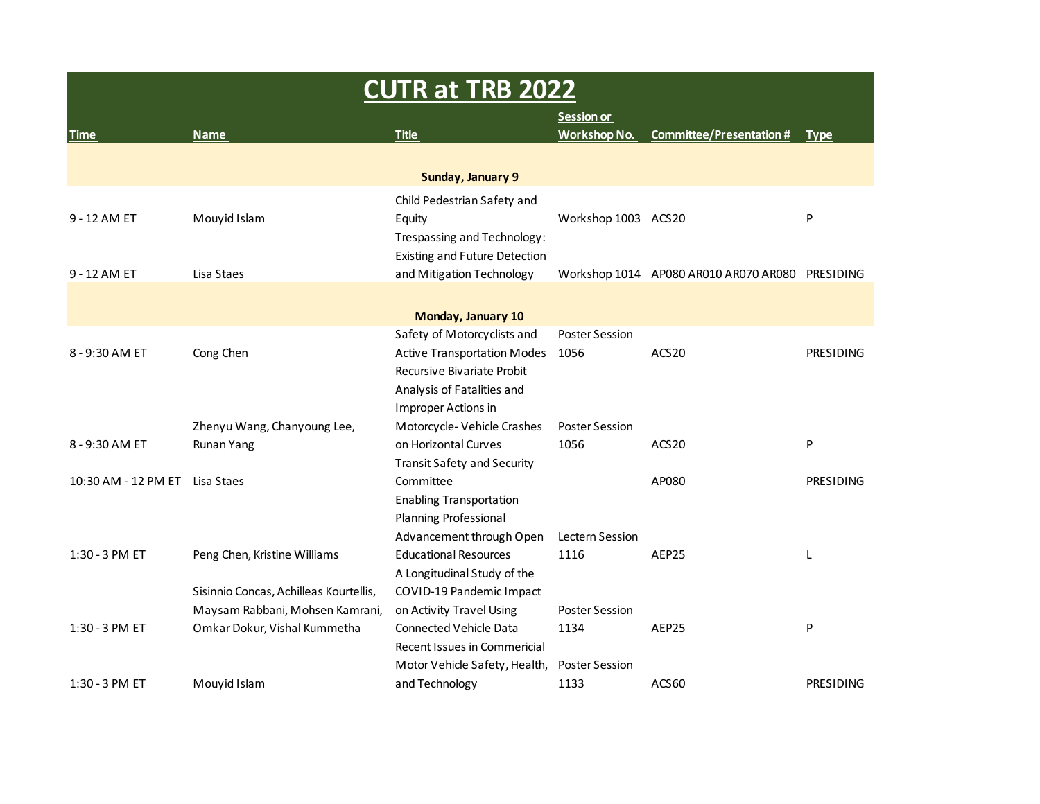# CUTR at TRB 2022

| Time | Name | Title | Session or Workshop No. | Committee/Presentation # | Type |
|---|---|---|---|---|---|
| | | **Sunday, January 9** | | | |
| 9 - 12 AM ET | Mouyid Islam | Child Pedestrian Safety and Equity | Workshop 1003 | ACS20 | P |
| 9 - 12 AM ET | Lisa Staes | Trespassing and Technology: Existing and Future Detection and Mitigation Technology | Workshop 1014 | AP080 AR010 AR070 AR080 | PRESIDING |
| | | **Monday, January 10** | | | |
| 8 - 9:30 AM ET | Cong Chen | Safety of Motorcyclists and Active Transportation Modes | Poster Session 1056 | ACS20 | PRESIDING |
| 8 - 9:30 AM ET | Zhenyu Wang, Chanyoung Lee, Runan Yang | Recursive Bivariate Probit Analysis of Fatalities and Improper Actions in Motorcycle- Vehicle Crashes on Horizontal Curves | Poster Session 1056 | ACS20 | P |
| 10:30 AM - 12 PM ET | Lisa Staes | Transit Safety and Security Committee | | AP080 | PRESIDING |
| 1:30 - 3 PM ET | Peng Chen, Kristine Williams | Enabling Transportation Planning Professional Advancement through Open Educational Resources | Lectern Session 1116 | AEP25 | L |
| 1:30 - 3 PM ET | Sisinnio Concas, Achilleas Kourtellis, Maysam Rabbani, Mohsen Kamrani, Omkar Dokur, Vishal Kummetha | A Longitudinal Study of the COVID-19 Pandemic Impact on Activity Travel Using Connected Vehicle Data | Poster Session 1134 | AEP25 | P |
| 1:30 - 3 PM ET | Mouyid Islam | Recent Issues in Commericial Motor Vehicle Safety, Health, and Technology | Poster Session 1133 | ACS60 | PRESIDING |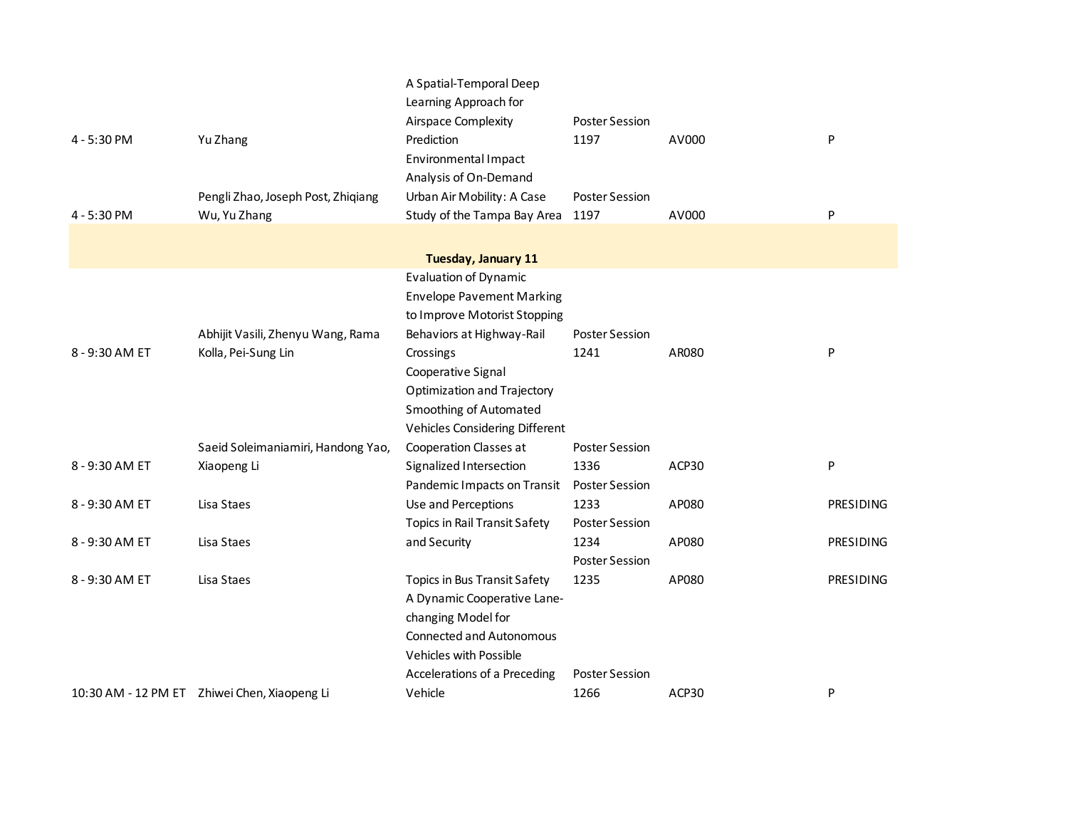| | | | | | |
|---|---|---|---|---|---|
| 4 - 5:30 PM | Yu Zhang | A Spatial-Temporal Deep Learning Approach for Airspace Complexity Prediction | Poster Session 1197 | AV000 | P |
| 4 - 5:30 PM | Pengli Zhao, Joseph Post, Zhiqiang Wu, Yu Zhang | Environmental Impact Analysis of On-Demand Urban Air Mobility: A Case Study of the Tampa Bay Area | Poster Session 1197 | AV000 | P |
| | | **Tuesday, January 11** | | | |
| 8 - 9:30 AM ET | Abhijit Vasili, Zhenyu Wang, Rama Kolla, Pei-Sung Lin | Evaluation of Dynamic Envelope Pavement Marking to Improve Motorist Stopping Behaviors at Highway-Rail Crossings | Poster Session 1241 | AR080 | P |
| 8 - 9:30 AM ET | Saeid Soleimaniamiri, Handong Yao, Xiaopeng Li | Cooperative Signal Optimization and Trajectory Smoothing of Automated Vehicles Considering Different Cooperation Classes at Signalized Intersection | Poster Session 1336 | ACP30 | P |
| 8 - 9:30 AM ET | Lisa Staes | Pandemic Impacts on Transit Use and Perceptions | Poster Session 1233 | AP080 | PRESIDING |
| 8 - 9:30 AM ET | Lisa Staes | Topics in Rail Transit Safety and Security | Poster Session 1234 | AP080 | PRESIDING |
| 8 - 9:30 AM ET | Lisa Staes | Topics in Bus Transit Safety | Poster Session 1235 | AP080 | PRESIDING |
| 10:30 AM - 12 PM ET | Zhiwei Chen, Xiaopeng Li | A Dynamic Cooperative Lane-changing Model for Connected and Autonomous Vehicles with Possible Accelerations of a Preceding Vehicle | Poster Session 1266 | ACP30 | P |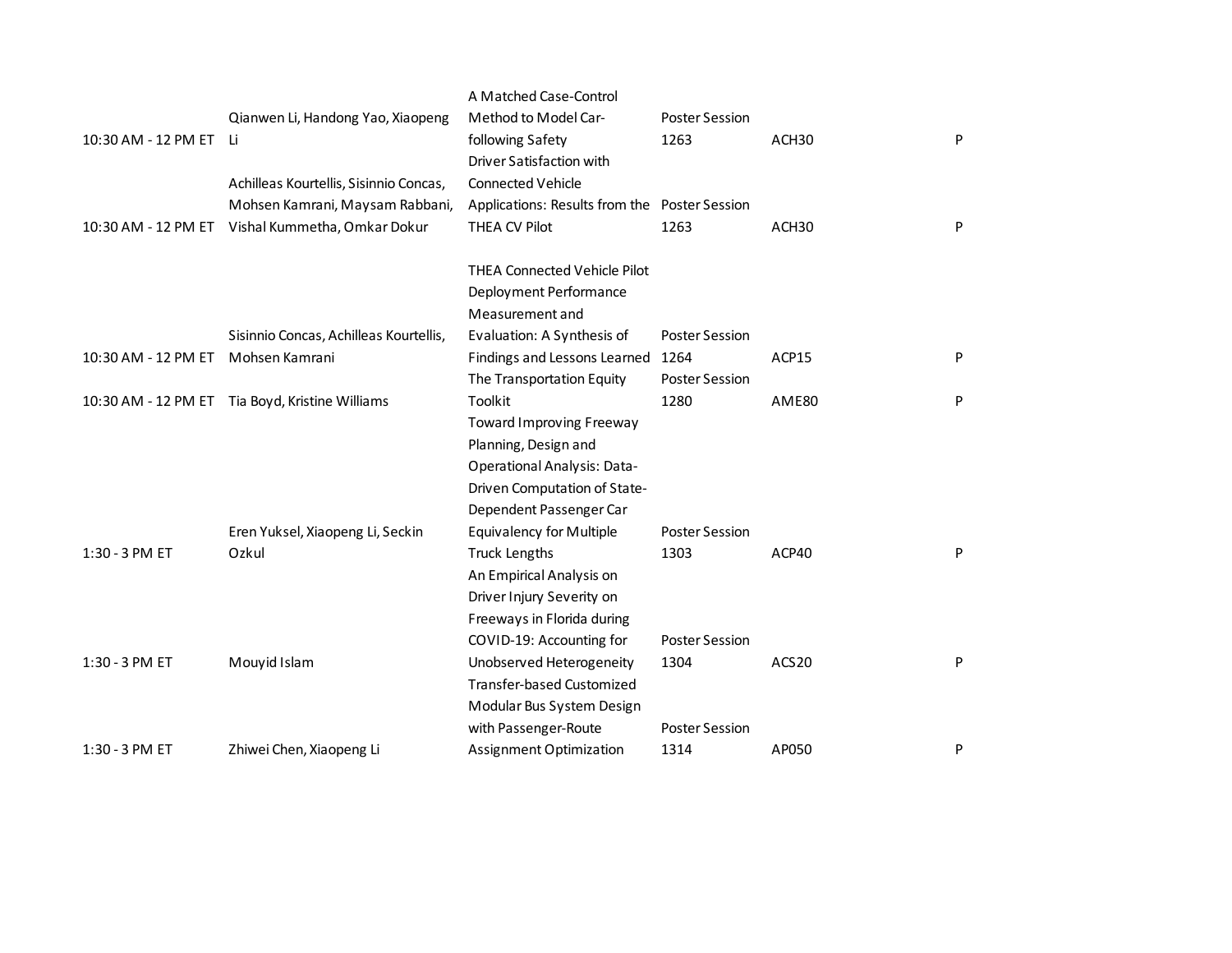| | | | | | |
|---|---|---|---|---|---|
| 10:30 AM - 12 PM ET | Qianwen Li, Handong Yao, Xiaopeng Li | A Matched Case-Control Method to Model Car-following Safety | Poster Session 1263 | ACH30 | P |
| 10:30 AM - 12 PM ET | Achilleas Kourtellis, Sisinnio Concas, Mohsen Kamrani, Maysam Rabbani, Vishal Kummetha, Omkar Dokur | Driver Satisfaction with Connected Vehicle Applications: Results from the THEA CV Pilot | Poster Session 1263 | ACH30 | P |
| 10:30 AM - 12 PM ET | Sisinnio Concas, Achilleas Kourtellis, Mohsen Kamrani | THEA Connected Vehicle Pilot Deployment Performance Measurement and Evaluation: A Synthesis of Findings and Lessons Learned | Poster Session 1264 | ACP15 | P |
| 10:30 AM - 12 PM ET | Tia Boyd, Kristine Williams | The Transportation Equity Toolkit | Poster Session 1280 | AME80 | P |
| 1:30 - 3 PM ET | Eren Yuksel, Xiaopeng Li, Seckin Ozkul | Toward Improving Freeway Planning, Design and Operational Analysis: Data-Driven Computation of State-Dependent Passenger Car Equivalency for Multiple Truck Lengths | Poster Session 1303 | ACP40 | P |
| 1:30 - 3 PM ET | Mouyid Islam | An Empirical Analysis on Driver Injury Severity on Freeways in Florida during COVID-19: Accounting for Unobserved Heterogeneity | Poster Session 1304 | ACS20 | P |
| 1:30 - 3 PM ET | Zhiwei Chen, Xiaopeng Li | Transfer-based Customized Modular Bus System Design with Passenger-Route Assignment Optimization | Poster Session 1314 | AP050 | P |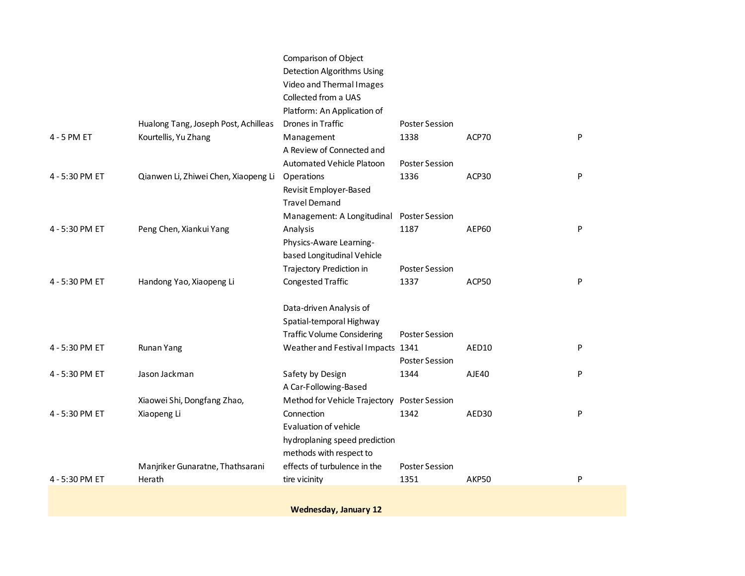| | | | | | |
|---|---|---|---|---|---|
| 4 - 5 PM ET | Hualong Tang, Joseph Post, Achilleas Kourtellis, Yu Zhang | Comparison of Object Detection Algorithms Using Video and Thermal Images Collected from a UAS Platform: An Application of Drones in Traffic Management | Poster Session 1338 | ACP70 | P |
| 4 - 5:30 PM ET | Qianwen Li, Zhiwei Chen, Xiaopeng Li | A Review of Connected and Automated Vehicle Platoon Operations | Poster Session 1336 | ACP30 | P |
| 4 - 5:30 PM ET | Peng Chen, Xiankui Yang | Revisit Employer-Based Travel Demand Management: A Longitudinal Analysis | Poster Session 1187 | AEP60 | P |
| 4 - 5:30 PM ET | Handong Yao, Xiaopeng Li | Physics-Aware Learning-based Longitudinal Vehicle Trajectory Prediction in Congested Traffic | Poster Session 1337 | ACP50 | P |
| 4 - 5:30 PM ET | Runan Yang | Data-driven Analysis of Spatial-temporal Highway Traffic Volume Considering Weather and Festival Impacts | Poster Session 1341 | AED10 | P |
| 4 - 5:30 PM ET | Jason Jackman | Safety by Design | Poster Session 1344 | AJE40 | P |
| 4 - 5:30 PM ET | Xiaowei Shi, Dongfang Zhao, Xiaopeng Li | A Car-Following-Based Method for Vehicle Trajectory Connection | Poster Session 1342 | AED30 | P |
| 4 - 5:30 PM ET | Manjriker Gunaratne, Thathsarani Herath | Evaluation of vehicle hydroplaning speed prediction methods with respect to effects of turbulence in the tire vicinity | Poster Session 1351 | AKP50 | P |

**Wednesday, January 12**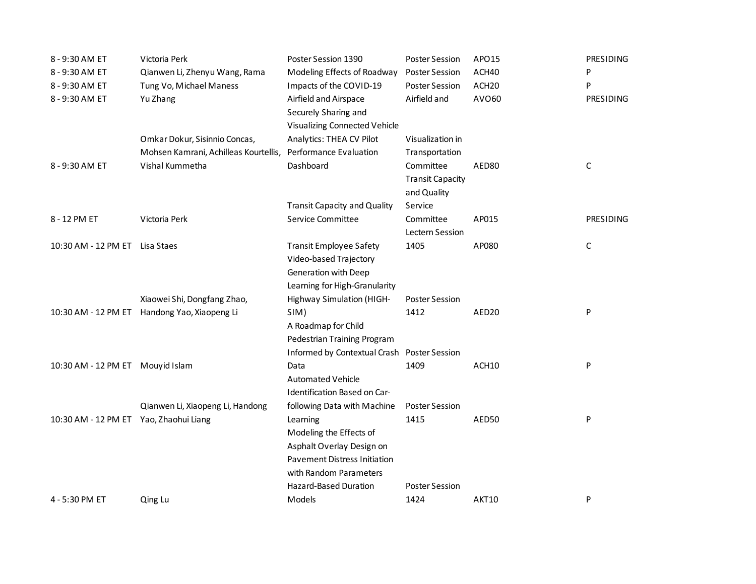| | | | | | |
|---|---|---|---|---|---|
| 8 - 9:30 AM ET | Victoria Perk | Poster Session 1390 | Poster Session | APO15 | PRESIDING |
| 8 - 9:30 AM ET | Qianwen Li, Zhenyu Wang, Rama | Modeling Effects of Roadway | Poster Session | ACH40 | P |
| 8 - 9:30 AM ET | Tung Vo, Michael Maness | Impacts of the COVID-19 | Poster Session | ACH20 | P |
| 8 - 9:30 AM ET | Yu Zhang | Airfield and Airspace | Airfield and | AVO60 | PRESIDING |
| 8 - 9:30 AM ET | Omkar Dokur, Sisinnio Concas, Mohsen Kamrani, Achilleas Kourtellis, Vishal Kummetha | Securely Sharing and Visualizing Connected Vehicle Analytics: THEA CV Pilot Performance Evaluation Dashboard | Visualization in Transportation Committee | AED80 | C |
| 8 - 12 PM ET | Victoria Perk | Transit Capacity and Quality Service Committee | Transit Capacity and Quality Service Committee | AP015 | PRESIDING |
| 10:30 AM - 12 PM ET | Lisa Staes | Transit Employee Safety | Lectern Session 1405 | AP080 | C |
| 10:30 AM - 12 PM ET | Xiaowei Shi, Dongfang Zhao, Handong Yao, Xiaopeng Li | Video-based Trajectory Generation with Deep Learning for High-Granularity Highway Simulation (HIGH-SIM) | Poster Session 1412 | AED20 | P |
| 10:30 AM - 12 PM ET | Mouyid Islam | A Roadmap for Child Pedestrian Training Program Informed by Contextual Crash Data | Poster Session 1409 | ACH10 | P |
| 10:30 AM - 12 PM ET | Qianwen Li, Xiaopeng Li, Handong Yao, Zhaohui Liang | Automated Vehicle Identification Based on Car-following Data with Machine Learning | Poster Session 1415 | AED50 | P |
| 4 - 5:30 PM ET | Qing Lu | Modeling the Effects of Asphalt Overlay Design on Pavement Distress Initiation with Random Parameters Hazard-Based Duration Models | Poster Session 1424 | AKT10 | P |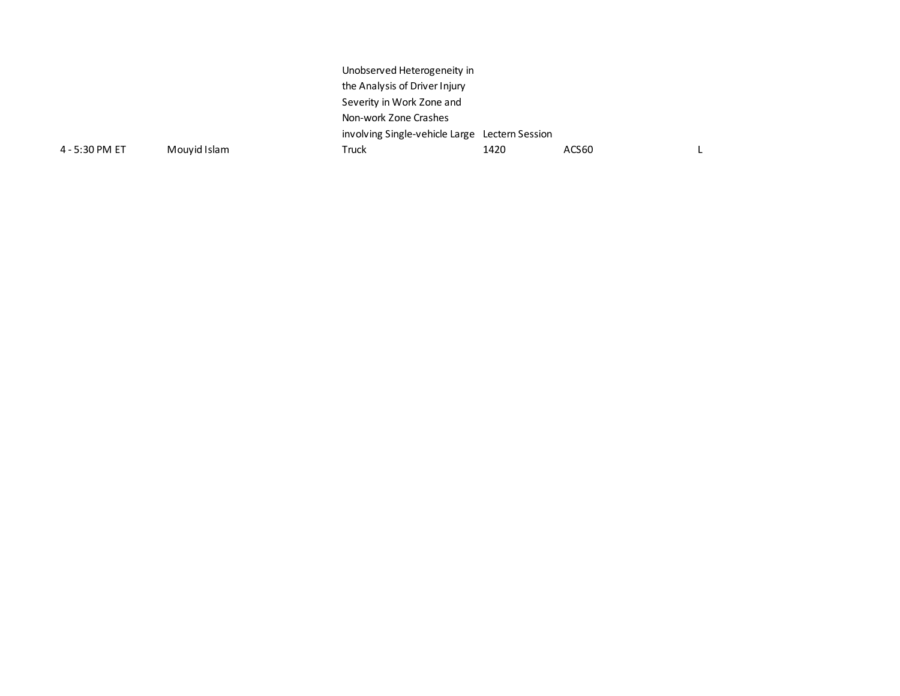| | | | | | |
|---|---|---|---|---|---|
| 4 - 5:30 PM ET | Mouyid Islam | Unobserved Heterogeneity in the Analysis of Driver Injury Severity in Work Zone and Non-work Zone Crashes involving Single-vehicle Large Truck | Lectern Session 1420 | ACS60 | L |